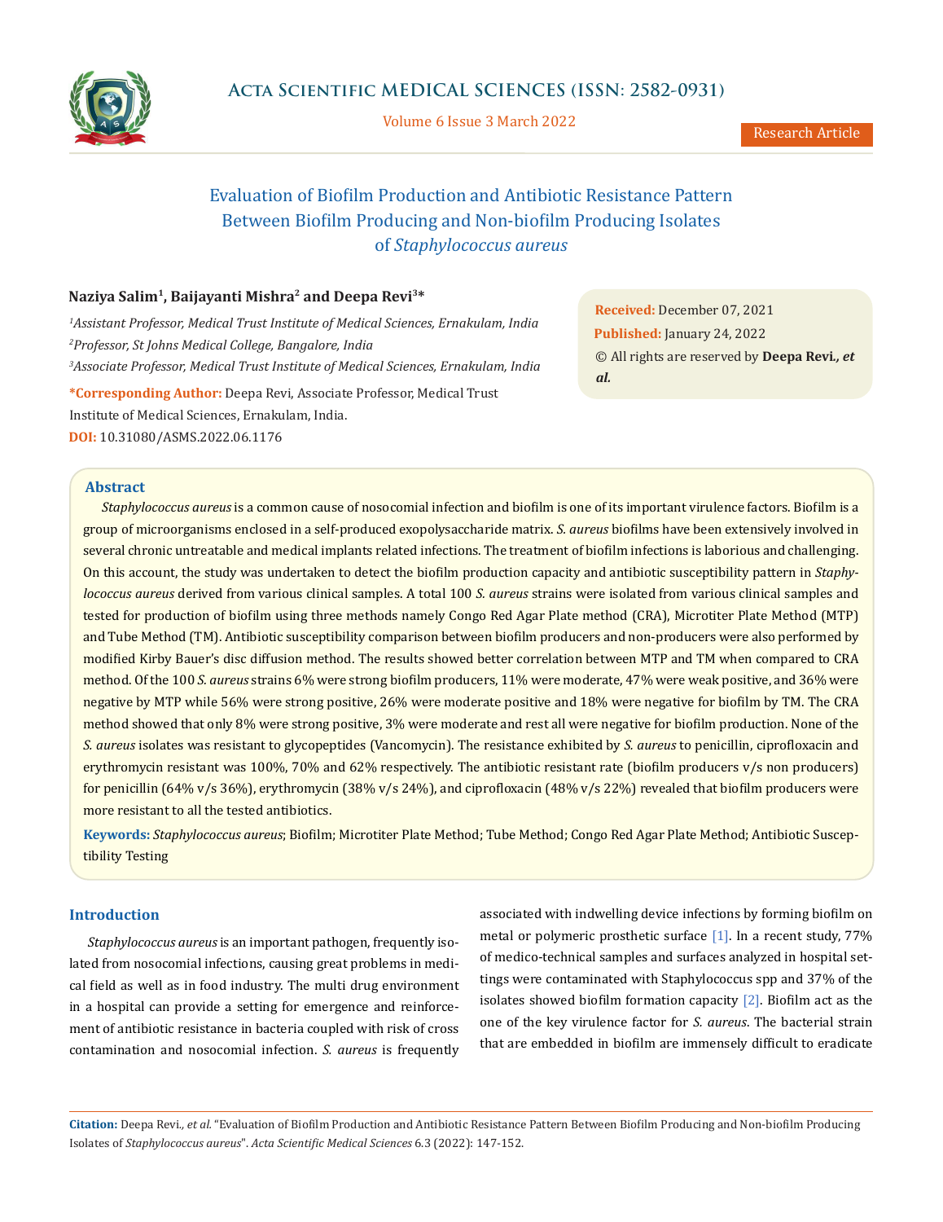# Evaluation of Biofilm Production and Antibiotic Resistance Pattern Between Biofilm Producing and Non-biofilm Producing Isolates of *Staphylococcus aureus*

**Naziya Salim[1], Baijayanti Mishra[2] and Deepa Revi[3]***

[1]*Assistant Professor, Medical Trust Institute of Medical Sciences, Ernakulam, India*

[2]*Professor, St Johns Medical College, Bangalore, India*

[3]*Associate Professor, Medical Trust Institute of Medical Sciences, Ernakulam, India*

**\*Corresponding Author:** Deepa Revi, Associate Professor, Medical Trust Institute of Medical Sciences, Ernakulam, India.

**DOI:** 10.31080/ASMS.2022.06.1176

**Received:** December 07, 2021

**Published:** January 24, 2022

© All rights are reserved by **Deepa Revi.*, et al.***

## Abstract

*Staphylococcus aureus* is a common cause of nosocomial infection and biofilm is one of its important virulence factors. Biofilm is a group of microorganisms enclosed in a self-produced exopolysaccharide matrix. *S. aureus* biofilms have been extensively involved in several chronic untreatable and medical implants related infections. The treatment of biofilm infections is laborious and challenging. On this account, the study was undertaken to detect the biofilm production capacity and antibiotic susceptibility pattern in *Staphylococcus aureus* derived from various clinical samples. A total 100 *S. aureus* strains were isolated from various clinical samples and tested for production of biofilm using three methods namely Congo Red Agar Plate method (CRA), Microtiter Plate Method (MTP) and Tube Method (TM). Antibiotic susceptibility comparison between biofilm producers and non-producers were also performed by modified Kirby Bauer's disc diffusion method. The results showed better correlation between MTP and TM when compared to CRA method. Of the 100 *S. aureus* strains 6% were strong biofilm producers, 11% were moderate, 47% were weak positive, and 36% were negative by MTP while 56% were strong positive, 26% were moderate positive and 18% were negative for biofilm by TM. The CRA method showed that only 8% were strong positive, 3% were moderate and rest all were negative for biofilm production. None of the *S. aureus* isolates was resistant to glycopeptides (Vancomycin). The resistance exhibited by *S. aureus* to penicillin, ciprofloxacin and erythromycin resistant was 100%, 70% and 62% respectively. The antibiotic resistant rate (biofilm producers v/s non producers) for penicillin (64% v/s 36%), erythromycin (38% v/s 24%), and ciprofloxacin (48% v/s 22%) revealed that biofilm producers were more resistant to all the tested antibiotics.

**Keywords:** *Staphylococcus aureus*; Biofilm; Microtiter Plate Method; Tube Method; Congo Red Agar Plate Method; Antibiotic Susceptibility Testing

## Introduction

*Staphylococcus aureus* is an important pathogen, frequently isolated from nosocomial infections, causing great problems in medical field as well as in food industry. The multi drug environment in a hospital can provide a setting for emergence and reinforcement of antibiotic resistance in bacteria coupled with risk of cross contamination and nosocomial infection. *S. aureus* is frequently associated with indwelling device infections by forming biofilm on metal or polymeric prosthetic surface [1]. In a recent study, 77% of medico-technical samples and surfaces analyzed in hospital settings were contaminated with Staphylococcus spp and 37% of the isolates showed biofilm formation capacity [2]. Biofilm act as the one of the key virulence factor for *S. aureus*. The bacterial strain that are embedded in biofilm are immensely difficult to eradicate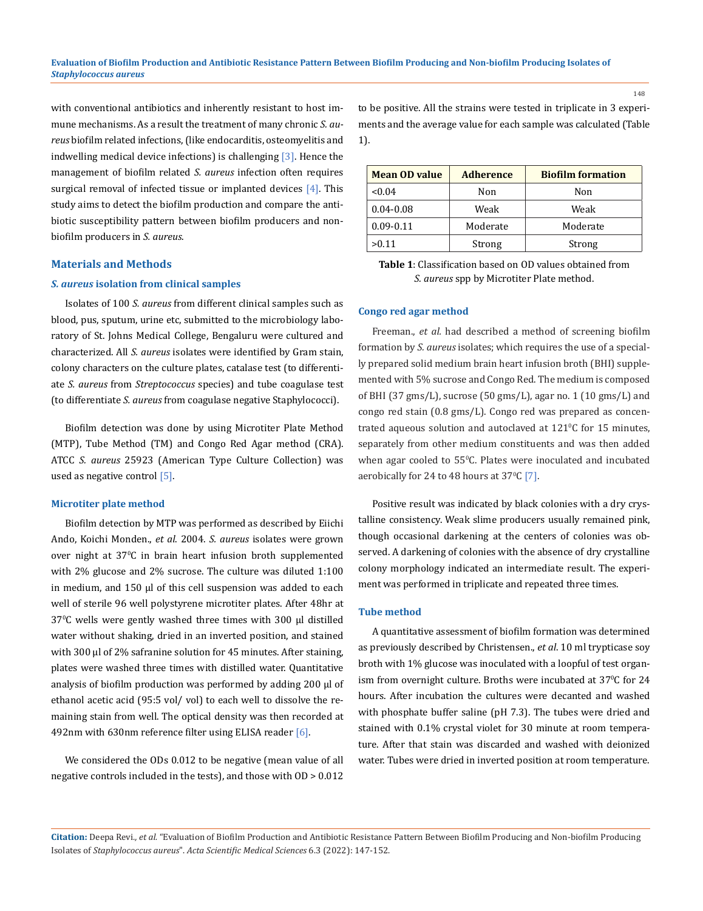with conventional antibiotics and inherently resistant to host immune mechanisms. As a result the treatment of many chronic *S. aureus* biofilm related infections, (like endocarditis, osteomyelitis and indwelling medical device infections) is challenging [3]. Hence the management of biofilm related *S. aureus* infection often requires surgical removal of infected tissue or implanted devices [4]. This study aims to detect the biofilm production and compare the antibiotic susceptibility pattern between biofilm producers and non-biofilm producers in *S. aureus*.

## Materials and Methods

### *S. aureus* isolation from clinical samples

Isolates of 100 *S. aureus* from different clinical samples such as blood, pus, sputum, urine etc, submitted to the microbiology laboratory of St. Johns Medical College, Bengaluru were cultured and characterized. All *S. aureus* isolates were identified by Gram stain, colony characters on the culture plates, catalase test (to differentiate *S. aureus* from *Streptococcus* species) and tube coagulase test (to differentiate *S. aureus* from coagulase negative Staphylococci).

Biofilm detection was done by using Microtiter Plate Method (MTP), Tube Method (TM) and Congo Red Agar method (CRA). ATCC *S. aureus* 25923 (American Type Culture Collection) was used as negative control [5].

### Microtiter plate method

Biofilm detection by MTP was performed as described by Eiichi Ando, Koichi Monden., *et al*. 2004. *S. aureus* isolates were grown over night at $37^0$C in brain heart infusion broth supplemented with 2% glucose and 2% sucrose. The culture was diluted 1:100 in medium, and 150 µl of this cell suspension was added to each well of sterile 96 well polystyrene microtiter plates. After 48hr at $37^0$C wells were gently washed three times with 300 µl distilled water without shaking, dried in an inverted position, and stained with 300 µl of 2% safranine solution for 45 minutes. After staining, plates were washed three times with distilled water. Quantitative analysis of biofilm production was performed by adding 200 µl of ethanol acetic acid (95:5 vol/ vol) to each well to dissolve the remaining stain from well. The optical density was then recorded at 492nm with 630nm reference filter using ELISA reader [6].

We considered the ODs 0.012 to be negative (mean value of all negative controls included in the tests), and those with OD > 0.012 to be positive. All the strains were tested in triplicate in 3 experiments and the average value for each sample was calculated (Table 1).

| Mean OD value | Adherence | Biofilm formation |
|---|---|---|
| <0.04 | Non | Non |
| 0.04-0.08 | Weak | Weak |
| 0.09-0.11 | Moderate | Moderate |
| >0.11 | Strong | Strong |

**Table 1**: Classification based on OD values obtained from *S. aureus* spp by Microtiter Plate method.

### Congo red agar method

Freeman., *et al.* had described a method of screening biofilm formation by *S. aureus* isolates; which requires the use of a specially prepared solid medium brain heart infusion broth (BHI) supplemented with 5% sucrose and Congo Red. The medium is composed of BHI (37 gms/L), sucrose (50 gms/L), agar no. 1 (10 gms/L) and congo red stain (0.8 gms/L). Congo red was prepared as concentrated aqueous solution and autoclaved at $121^0$C for 15 minutes, separately from other medium constituents and was then added when agar cooled to $55^0$C. Plates were inoculated and incubated aerobically for 24 to 48 hours at $37^0$C [7].

Positive result was indicated by black colonies with a dry crystalline consistency. Weak slime producers usually remained pink, though occasional darkening at the centers of colonies was observed. A darkening of colonies with the absence of dry crystalline colony morphology indicated an intermediate result. The experiment was performed in triplicate and repeated three times.

### Tube method

A quantitative assessment of biofilm formation was determined as previously described by Christensen., *et al*. 10 ml trypticase soy broth with 1% glucose was inoculated with a loopful of test organism from overnight culture. Broths were incubated at $37^0$C for 24 hours. After incubation the cultures were decanted and washed with phosphate buffer saline (pH 7.3). The tubes were dried and stained with 0.1% crystal violet for 30 minute at room temperature. After that stain was discarded and washed with deionized water. Tubes were dried in inverted position at room temperature.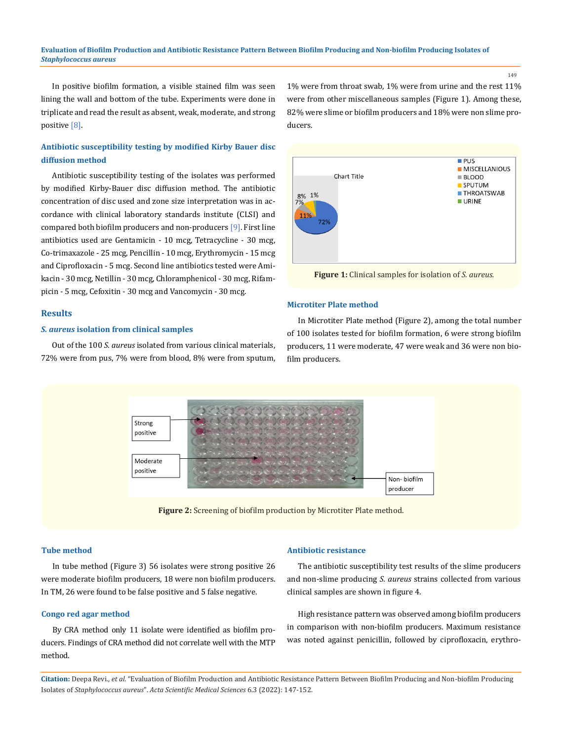In positive biofilm formation, a visible stained film was seen lining the wall and bottom of the tube. Experiments were done in triplicate and read the result as absent, weak, moderate, and strong positive [8].

### Antibiotic susceptibility testing by modified Kirby Bauer disc diffusion method

Antibiotic susceptibility testing of the isolates was performed by modified Kirby-Bauer disc diffusion method. The antibiotic concentration of disc used and zone size interpretation was in accordance with clinical laboratory standards institute (CLSI) and compared both biofilm producers and non-producers [9]. First line antibiotics used are Gentamicin - 10 mcg, Tetracycline - 30 mcg, Co-trimaxazole - 25 mcg, Pencillin - 10 mcg, Erythromycin - 15 mcg and Ciprofloxacin - 5 mcg. Second line antibiotics tested were Amikacin - 30 mcg, Netillin - 30 mcg, Chloramphenicol - 30 mcg, Rifampicin - 5 mcg, Cefoxitin - 30 mcg and Vancomycin - 30 mcg.

## Results

### *S. aureus* isolation from clinical samples

Out of the 100 *S. aureus* isolated from various clinical materials, 72% were from pus, 7% were from blood, 8% were from sputum, 1% were from throat swab, 1% were from urine and the rest 11% were from other miscellaneous samples (Figure 1). Among these, 82% were slime or biofilm producers and 18% were non slime producers.

**Figure 1:** Clinical samples for isolation of *S. aureus*.

### Microtiter Plate method

In Microtiter Plate method (Figure 2), among the total number of 100 isolates tested for biofilm formation, 6 were strong biofilm producers, 11 were moderate, 47 were weak and 36 were non biofilm producers.

**Figure 2:** Screening of biofilm production by Microtiter Plate method.

### Tube method

In tube method (Figure 3) 56 isolates were strong positive 26 were moderate biofilm producers, 18 were non biofilm producers. In TM, 26 were found to be false positive and 5 false negative.

### Congo red agar method

By CRA method only 11 isolate were identified as biofilm producers. Findings of CRA method did not correlate well with the MTP method.

### Antibiotic resistance

The antibiotic susceptibility test results of the slime producers and non-slime producing *S. aureus* strains collected from various clinical samples are shown in figure 4.

High resistance pattern was observed among biofilm producers in comparison with non-biofilm producers. Maximum resistance was noted against penicillin, followed by ciprofloxacin, erythro-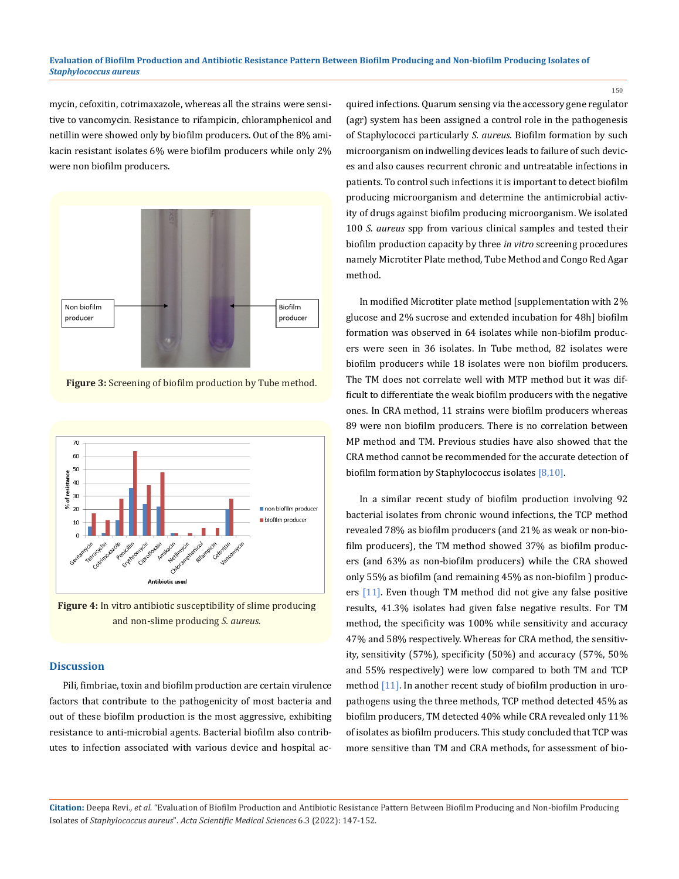mycin, cefoxitin, cotrimaxazole, whereas all the strains were sensitive to vancomycin. Resistance to rifampicin, chloramphenicol and netillin were showed only by biofilm producers. Out of the 8% amikacin resistant isolates 6% were biofilm producers while only 2% were non biofilm producers.

**Figure 3:** Screening of biofilm production by Tube method.

**Figure 4:** In vitro antibiotic susceptibility of slime producing and non-slime producing *S. aureus*.

## Discussion

Pili, fimbriae, toxin and biofilm production are certain virulence factors that contribute to the pathogenicity of most bacteria and out of these biofilm production is the most aggressive, exhibiting resistance to anti-microbial agents. Bacterial biofilm also contributes to infection associated with various device and hospital acquired infections. Quarum sensing via the accessory gene regulator (agr) system has been assigned a control role in the pathogenesis of Staphylococci particularly *S. aureus.* Biofilm formation by such microorganism on indwelling devices leads to failure of such devices and also causes recurrent chronic and untreatable infections in patients. To control such infections it is important to detect biofilm producing microorganism and determine the antimicrobial activity of drugs against biofilm producing microorganism. We isolated 100 *S. aureus* spp from various clinical samples and tested their biofilm production capacity by three *in vitro* screening procedures namely Microtiter Plate method, Tube Method and Congo Red Agar method.

In modified Microtiter plate method [supplementation with 2% glucose and 2% sucrose and extended incubation for 48h] biofilm formation was observed in 64 isolates while non-biofilm producers were seen in 36 isolates. In Tube method, 82 isolates were biofilm producers while 18 isolates were non biofilm producers. The TM does not correlate well with MTP method but it was difficult to differentiate the weak biofilm producers with the negative ones. In CRA method, 11 strains were biofilm producers whereas 89 were non biofilm producers. There is no correlation between MP method and TM. Previous studies have also showed that the CRA method cannot be recommended for the accurate detection of biofilm formation by Staphylococcus isolates [8,10].

In a similar recent study of biofilm production involving 92 bacterial isolates from chronic wound infections, the TCP method revealed 78% as biofilm producers (and 21% as weak or non-biofilm producers), the TM method showed 37% as biofilm producers (and 63% as non-biofilm producers) while the CRA showed only 55% as biofilm (and remaining 45% as non-biofilm ) producers [11]. Even though TM method did not give any false positive results, 41.3% isolates had given false negative results. For TM method, the specificity was 100% while sensitivity and accuracy 47% and 58% respectively. Whereas for CRA method, the sensitivity, sensitivity (57%), specificity (50%) and accuracy (57%, 50% and 55% respectively) were low compared to both TM and TCP method [11]. In another recent study of biofilm production in uropathogens using the three methods, TCP method detected 45% as biofilm producers, TM detected 40% while CRA revealed only 11% of isolates as biofilm producers. This study concluded that TCP was more sensitive than TM and CRA methods, for assessment of bio-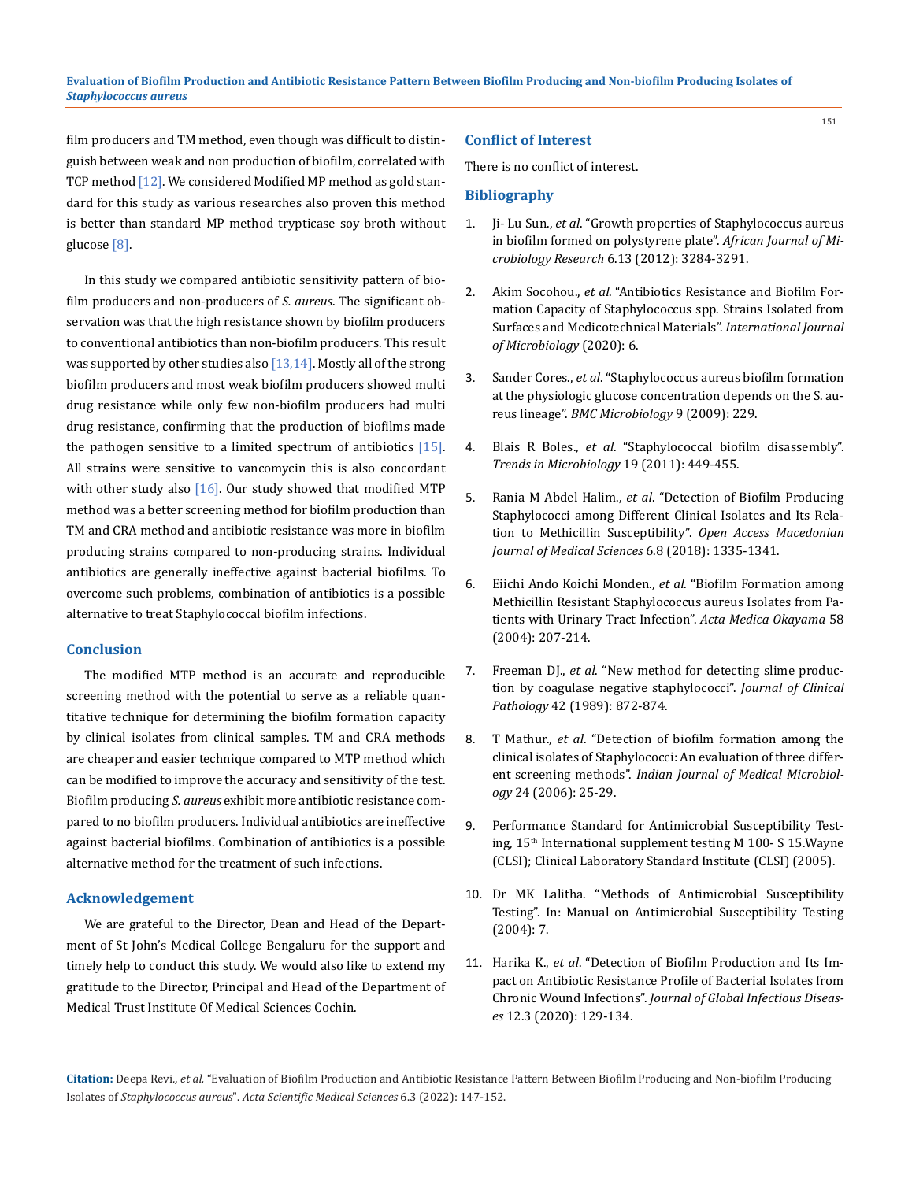film producers and TM method, even though was difficult to distinguish between weak and non production of biofilm, correlated with TCP method [12]. We considered Modified MP method as gold standard for this study as various researches also proven this method is better than standard MP method trypticase soy broth without glucose [8].

In this study we compared antibiotic sensitivity pattern of biofilm producers and non-producers of *S. aureus*. The significant observation was that the high resistance shown by biofilm producers to conventional antibiotics than non-biofilm producers. This result was supported by other studies also [13,14]. Mostly all of the strong biofilm producers and most weak biofilm producers showed multi drug resistance while only few non-biofilm producers had multi drug resistance, confirming that the production of biofilms made the pathogen sensitive to a limited spectrum of antibiotics [15]. All strains were sensitive to vancomycin this is also concordant with other study also [16]. Our study showed that modified MTP method was a better screening method for biofilm production than TM and CRA method and antibiotic resistance was more in biofilm producing strains compared to non-producing strains. Individual antibiotics are generally ineffective against bacterial biofilms. To overcome such problems, combination of antibiotics is a possible alternative to treat Staphylococcal biofilm infections.

## Conclusion

The modified MTP method is an accurate and reproducible screening method with the potential to serve as a reliable quantitative technique for determining the biofilm formation capacity by clinical isolates from clinical samples. TM and CRA methods are cheaper and easier technique compared to MTP method which can be modified to improve the accuracy and sensitivity of the test. Biofilm producing *S. aureus* exhibit more antibiotic resistance compared to no biofilm producers. Individual antibiotics are ineffective against bacterial biofilms. Combination of antibiotics is a possible alternative method for the treatment of such infections.

## Acknowledgement

We are grateful to the Director, Dean and Head of the Department of St John's Medical College Bengaluru for the support and timely help to conduct this study. We would also like to extend my gratitude to the Director, Principal and Head of the Department of Medical Trust Institute Of Medical Sciences Cochin.

## Conflict of Interest

There is no conflict of interest.

## Bibliography

1. Ji- Lu Sun., *et al*. "Growth properties of Staphylococcus aureus in biofilm formed on polystyrene plate". *African Journal of Microbiology Research* 6.13 (2012): 3284-3291.
2. Akim Socohou., *et al*. "Antibiotics Resistance and Biofilm Formation Capacity of Staphylococcus spp. Strains Isolated from Surfaces and Medicotechnical Materials". *International Journal of Microbiology* (2020): 6.
3. Sander Cores., *et al*. "Staphylococcus aureus biofilm formation at the physiologic glucose concentration depends on the S. aureus lineage". *BMC Microbiology* 9 (2009): 229.
4. Blais R Boles., *et al*. "Staphylococcal biofilm disassembly". *Trends in Microbiology* 19 (2011): 449-455.
5. Rania M Abdel Halim., *et al*. "Detection of Biofilm Producing Staphylococci among Different Clinical Isolates and Its Relation to Methicillin Susceptibility". *Open Access Macedonian Journal of Medical Sciences* 6.8 (2018): 1335-1341.
6. Eiichi Ando Koichi Monden., *et al*. "Biofilm Formation among Methicillin Resistant Staphylococcus aureus Isolates from Patients with Urinary Tract Infection". *Acta Medica Okayama* 58 (2004): 207-214.
7. Freeman DJ., *et al*. "New method for detecting slime production by coagulase negative staphylococci". *Journal of Clinical Pathology* 42 (1989): 872-874.
8. T Mathur., *et al*. "Detection of biofilm formation among the clinical isolates of Staphylococci: An evaluation of three different screening methods". *Indian Journal of Medical Microbiology* 24 (2006): 25-29.
9. Performance Standard for Antimicrobial Susceptibility Testing, 15th International supplement testing M 100- S 15.Wayne (CLSI); Clinical Laboratory Standard Institute (CLSI) (2005).
10. Dr MK Lalitha. "Methods of Antimicrobial Susceptibility Testing". In: Manual on Antimicrobial Susceptibility Testing (2004): 7.
11. Harika K., *et al*. "Detection of Biofilm Production and Its Impact on Antibiotic Resistance Profile of Bacterial Isolates from Chronic Wound Infections". *Journal of Global Infectious Diseases* 12.3 (2020): 129-134.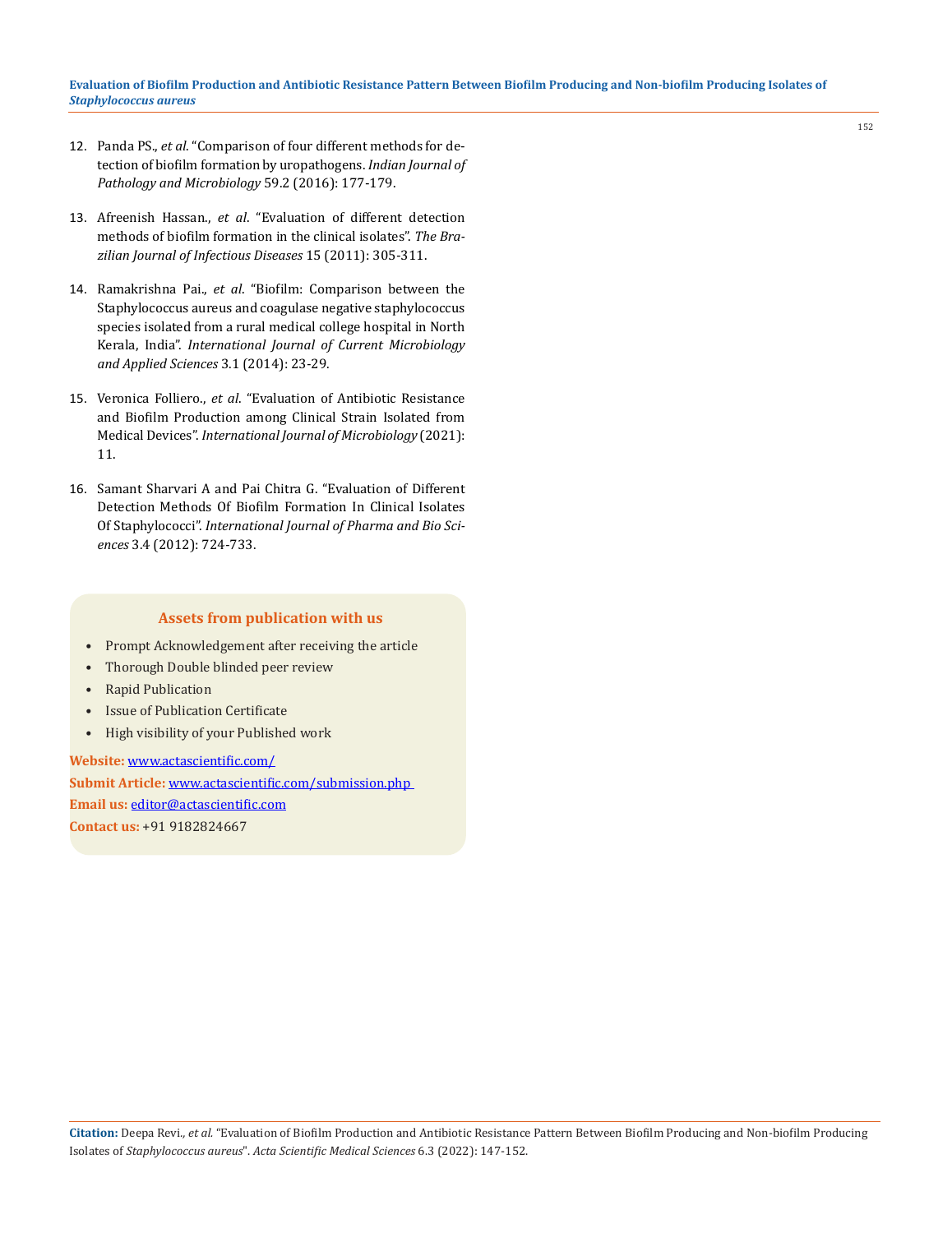12. Panda PS., *et al*. "Comparison of four different methods for detection of biofilm formation by uropathogens. *Indian Journal of Pathology and Microbiology* 59.2 (2016): 177-179.

13. Afreenish Hassan., *et al*. "Evaluation of different detection methods of biofilm formation in the clinical isolates". *The Brazilian Journal of Infectious Diseases* 15 (2011): 305-311.

14. Ramakrishna Pai., *et al*. "Biofilm: Comparison between the Staphylococcus aureus and coagulase negative staphylococcus species isolated from a rural medical college hospital in North Kerala, India". *International Journal of Current Microbiology and Applied Sciences* 3.1 (2014): 23-29.

15. Veronica Folliero., *et al*. "Evaluation of Antibiotic Resistance and Biofilm Production among Clinical Strain Isolated from Medical Devices". *International Journal of Microbiology* (2021): 11.

16. Samant Sharvari A and Pai Chitra G. "Evaluation of Different Detection Methods Of Biofilm Formation In Clinical Isolates Of Staphylococci". *International Journal of Pharma and Bio Sciences* 3.4 (2012): 724-733.

**Assets from publication with us**

- Prompt Acknowledgement after receiving the article
- Thorough Double blinded peer review
- Rapid Publication
- Issue of Publication Certificate
- High visibility of your Published work

**Website:** www.actascientific.com/
**Submit Article:** www.actascientific.com/submission.php
**Email us:** editor@actascientific.com
**Contact us:** +91 9182824667